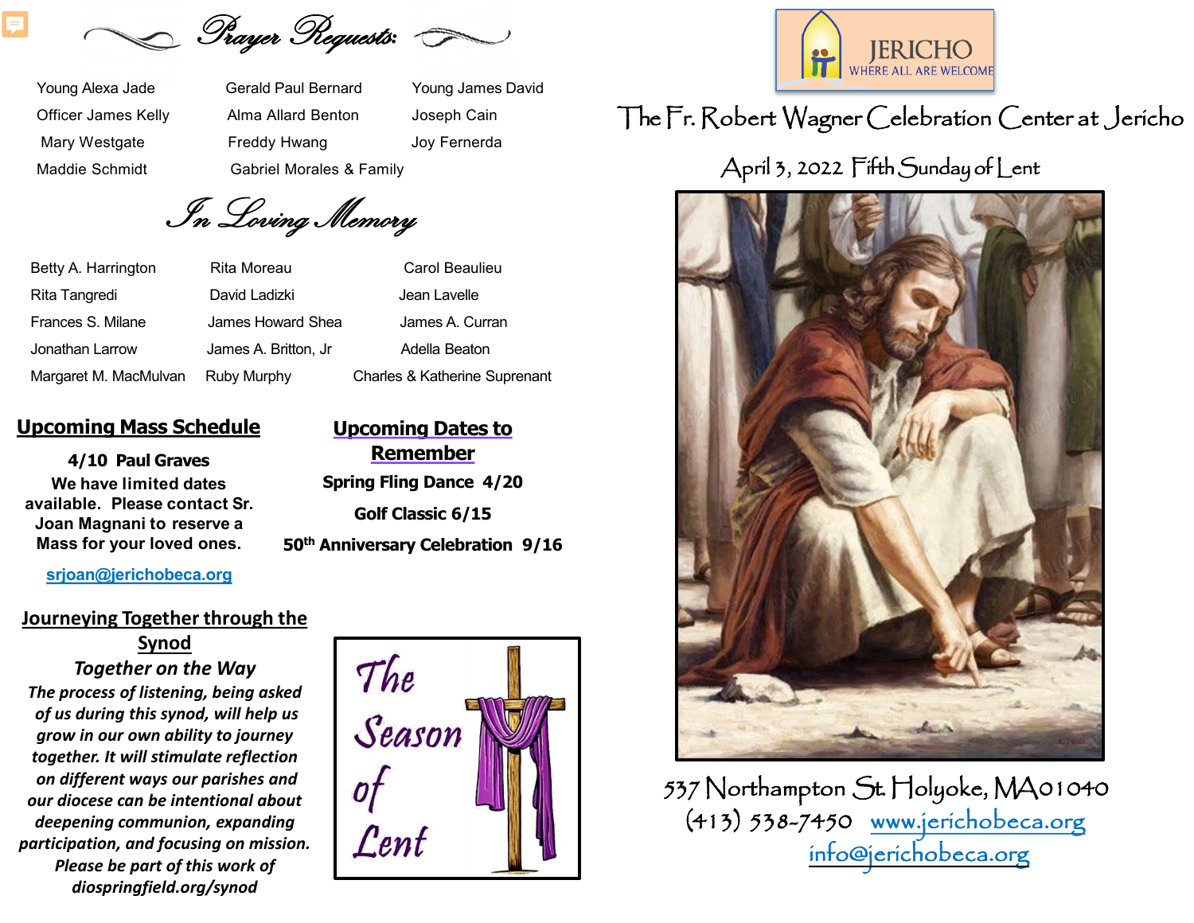## Prayer Requests:

Young Alexa Jade
Officer James Kelly
Mary Westgate
Maddie Schmidt
Gerald Paul Bernard
Alma Allard Benton
Freddy Hwang
Gabriel Morales & Family
Young James David
Joseph Cain
Joy Fernerda

## In Loving Memory

Betty A. Harrington
Rita Tangredi
Frances S. Milane
Jonathan Larrow
Margaret M. MacMulvan
Rita Moreau
David Ladizki
James Howard Shea
James A. Britton, Jr
Ruby Murphy
Carol Beaulieu
Jean Lavelle
James A. Curran
Adella Beaton
Charles & Katherine Suprenant

## Upcoming Mass Schedule

**4/10 Paul Graves**

**We have limited dates available. Please contact Sr. Joan Magnani to reserve a Mass for your loved ones.**

srjoan@jerichobeca.org

## Upcoming Dates to Remember

**Spring Fling Dance 4/20**

**Golf Classic 6/15**

**50th Anniversary Celebration 9/16**

## Journeying Together through the Synod

***Together on the Way***

***The process of listening, being asked of us during this synod, will help us grow in our own ability to journey together. It will stimulate reflection on different ways our parishes and our diocese can be intentional about deepening communion, expanding participation, and focusing on mission. Please be part of this work of diospringfield.org/synod***

The Season of Lent

JERICHO
WHERE ALL ARE WELCOME

# The Fr. Robert Wagner Celebration Center at Jericho

April 3, 2022 Fifth Sunday of Lent

537 Northampton St. Holyoke, MA 01040
(413) 538-7450 www.jerichobeca.org
info@jerichobeca.org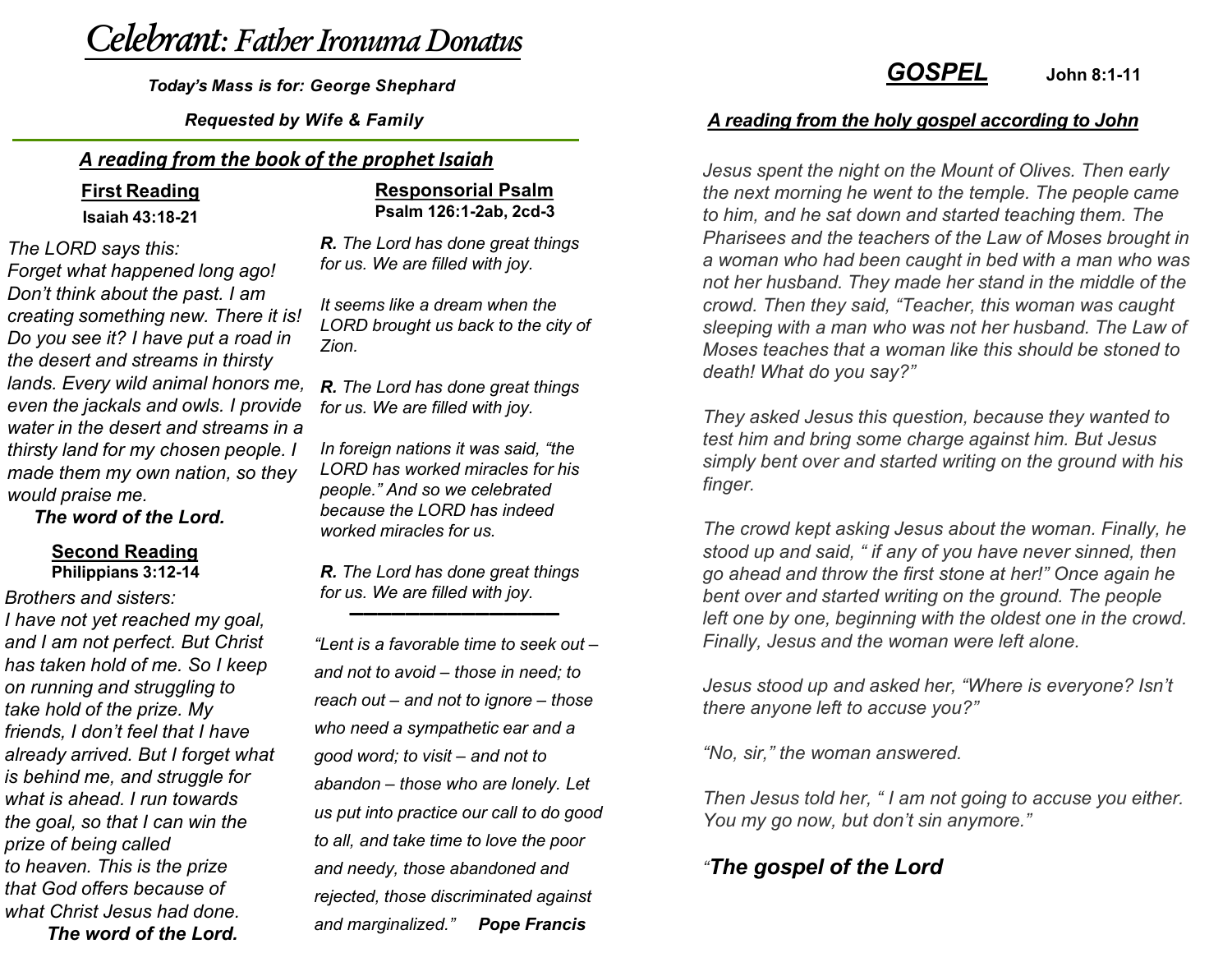# *Celebrant: Father Ironuma Donatus*

***Today's Mass is for: George Shephard***

***Requested by Wife & Family***

***A reading from the book of the prophet Isaiah***

## First Reading

**Isaiah 43:18-21**

*The LORD says this:*
*Forget what happened long ago! Don't think about the past. I am creating something new. There it is! Do you see it? I have put a road in the desert and streams in thirsty lands. Every wild animal honors me, even the jackals and owls. I provide water in the desert and streams in a thirsty land for my chosen people. I made them my own nation, so they would praise me.*

***The word of the Lord.***

## Second Reading

**Philippians 3:12-14**

*Brothers and sisters:*
*I have not yet reached my goal, and I am not perfect. But Christ has taken hold of me. So I keep on running and struggling to take hold of the prize. My friends, I don't feel that I have already arrived. But I forget what is behind me, and struggle for what is ahead. I run towards the goal, so that I can win the prize of being called to heaven. This is the prize that God offers because of what Christ Jesus had done.*

***The word of the Lord.***

## Responsorial Psalm

**Psalm 126:1-2ab, 2cd-3**

***R.*** *The Lord has done great things for us. We are filled with joy.*

*It seems like a dream when the LORD brought us back to the city of Zion.*

***R.*** *The Lord has done great things for us. We are filled with joy.*

*In foreign nations it was said, "the LORD has worked miracles for his people." And so we celebrated because the LORD has indeed worked miracles for us.*

***R.*** *The Lord has done great things for us. We are filled with joy.*

---

*"Lent is a favorable time to seek out – and not to avoid – those in need; to reach out – and not to ignore – those who need a sympathetic ear and a good word; to visit – and not to abandon – those who are lonely. Let us put into practice our call to do good to all, and take time to love the poor and needy, those abandoned and rejected, those discriminated against and marginalized."* ***Pope Francis***

## *GOSPEL* John 8:1-11

***A reading from the holy gospel according to John***

*Jesus spent the night on the Mount of Olives. Then early the next morning he went to the temple. The people came to him, and he sat down and started teaching them. The Pharisees and the teachers of the Law of Moses brought in a woman who had been caught in bed with a man who was not her husband. They made her stand in the middle of the crowd. Then they said, "Teacher, this woman was caught sleeping with a man who was not her husband. The Law of Moses teaches that a woman like this should be stoned to death! What do you say?"*

*They asked Jesus this question, because they wanted to test him and bring some charge against him. But Jesus simply bent over and started writing on the ground with his finger.*

*The crowd kept asking Jesus about the woman. Finally, he stood up and said, " if any of you have never sinned, then go ahead and throw the first stone at her!" Once again he bent over and started writing on the ground. The people left one by one, beginning with the oldest one in the crowd. Finally, Jesus and the woman were left alone.*

*Jesus stood up and asked her, "Where is everyone? Isn't there anyone left to accuse you?"*

*"No, sir," the woman answered.*

*Then Jesus told her, " I am not going to accuse you either. You my go now, but don't sin anymore."*

*"**The gospel of the Lord***